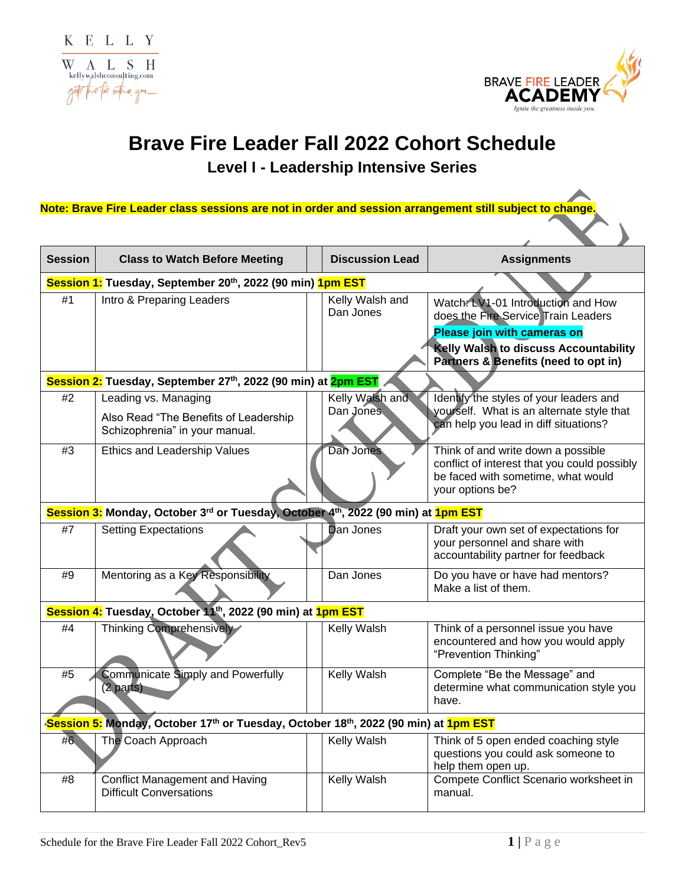# Brave Fire Leader Fall 2022 Cohort Schedule

## Level I - Leadership Intensive Series

**Note: Brave Fire Leader class sessions are not in order and session arrangement still subject to change.**

| Session | Class to Watch Before Meeting | | Discussion Lead | Assignments |
|---|---|---|---|---|
| **Session 1: Tuesday, September 20th, 2022 (90 min) 1pm EST** | | | | |
| #1 | Intro & Preparing Leaders | | Kelly Walsh and Dan Jones | Watch: LV1-01 Introduction and How does the Fire Service Train Leaders **Please join with cameras on** **Kelly Walsh to discuss Accountability Partners & Benefits (need to opt in)** |
| **Session 2: Tuesday, September 27th, 2022 (90 min) at 2pm EST** | | | | |
| #2 | Leading vs. Managing<br>Also Read "The Benefits of Leadership Schizophrenia" in your manual. | | Kelly Walsh and Dan Jones | Identify the styles of your leaders and yourself. What is an alternate style that can help you lead in diff situations? |
| #3 | Ethics and Leadership Values | | Dan Jones | Think of and write down a possible conflict of interest that you could possibly be faced with sometime, what would your options be? |
| **Session 3: Monday, October 3rd or Tuesday, October 4th, 2022 (90 min) at 1pm EST** | | | | |
| #7 | Setting Expectations | | Dan Jones | Draft your own set of expectations for your personnel and share with accountability partner for feedback |
| #9 | Mentoring as a Key Responsibility | | Dan Jones | Do you have or have had mentors? Make a list of them. |
| **Session 4: Tuesday, October 11th, 2022 (90 min) at 1pm EST** | | | | |
| #4 | Thinking Comprehensively | | Kelly Walsh | Think of a personnel issue you have encountered and how you would apply "Prevention Thinking" |
| #5 | Communicate Simply and Powerfully (2 parts) | | Kelly Walsh | Complete "Be the Message" and determine what communication style you have. |
| **Session 5: Monday, October 17th or Tuesday, October 18th, 2022 (90 min) at 1pm EST** | | | | |
| #6 | The Coach Approach | | Kelly Walsh | Think of 5 open ended coaching style questions you could ask someone to help them open up. |
| #8 | Conflict Management and Having Difficult Conversations | | Kelly Walsh | Compete Conflict Scenario worksheet in manual. |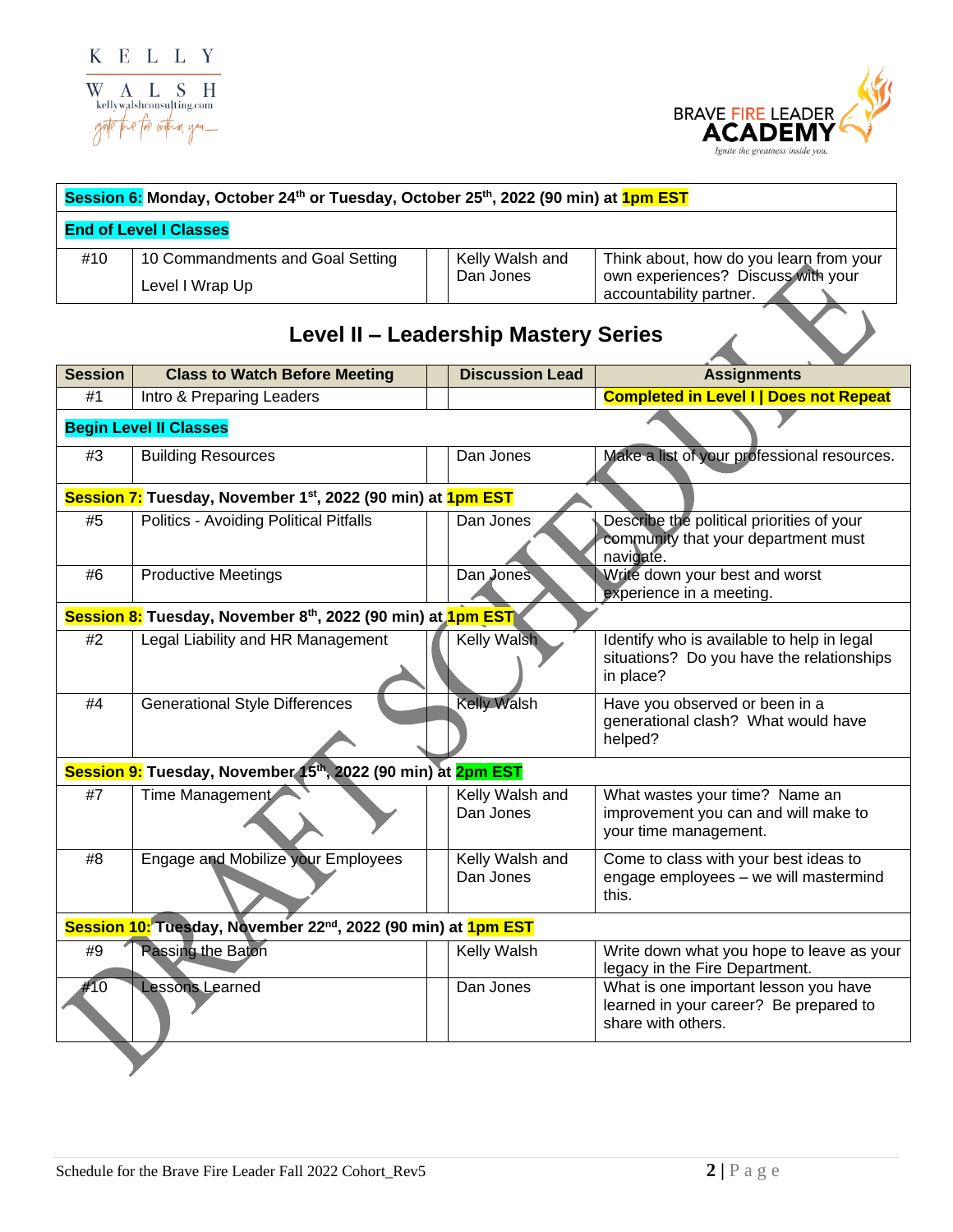| | | | |
|---|---|---|---|
| **Session 6: Monday, October 24th or Tuesday, October 25th, 2022 (90 min) at 1pm EST** | | | |
| **End of Level I Classes** | | | |
| #10 | 10 Commandments and Goal Setting<br>Level I Wrap Up | Kelly Walsh and Dan Jones | Think about, how do you learn from your own experiences? Discuss with your accountability partner. |

## Level II – Leadership Mastery Series

| Session | Class to Watch Before Meeting | Discussion Lead | Assignments |
|---|---|---|---|
| #1 | Intro & Preparing Leaders | | **Completed in Level I \| Does not Repeat** |
| **Begin Level II Classes** | | | |
| #3 | Building Resources | Dan Jones | Make a list of your professional resources. |
| **Session 7: Tuesday, November 1st, 2022 (90 min) at 1pm EST** | | | |
| #5 | Politics - Avoiding Political Pitfalls | Dan Jones | Describe the political priorities of your community that your department must navigate. |
| #6 | Productive Meetings | Dan Jones | Write down your best and worst experience in a meeting. |
| **Session 8: Tuesday, November 8th, 2022 (90 min) at 1pm EST** | | | |
| #2 | Legal Liability and HR Management | Kelly Walsh | Identify who is available to help in legal situations? Do you have the relationships in place? |
| #4 | Generational Style Differences | Kelly Walsh | Have you observed or been in a generational clash? What would have helped? |
| **Session 9: Tuesday, November 15th, 2022 (90 min) at 2pm EST** | | | |
| #7 | Time Management | Kelly Walsh and Dan Jones | What wastes your time? Name an improvement you can and will make to your time management. |
| #8 | Engage and Mobilize your Employees | Kelly Walsh and Dan Jones | Come to class with your best ideas to engage employees – we will mastermind this. |
| **Session 10: Tuesday, November 22nd, 2022 (90 min) at 1pm EST** | | | |
| #9 | Passing the Baton | Kelly Walsh | Write down what you hope to leave as your legacy in the Fire Department. |
| #10 | Lessons Learned | Dan Jones | What is one important lesson you have learned in your career? Be prepared to share with others. |